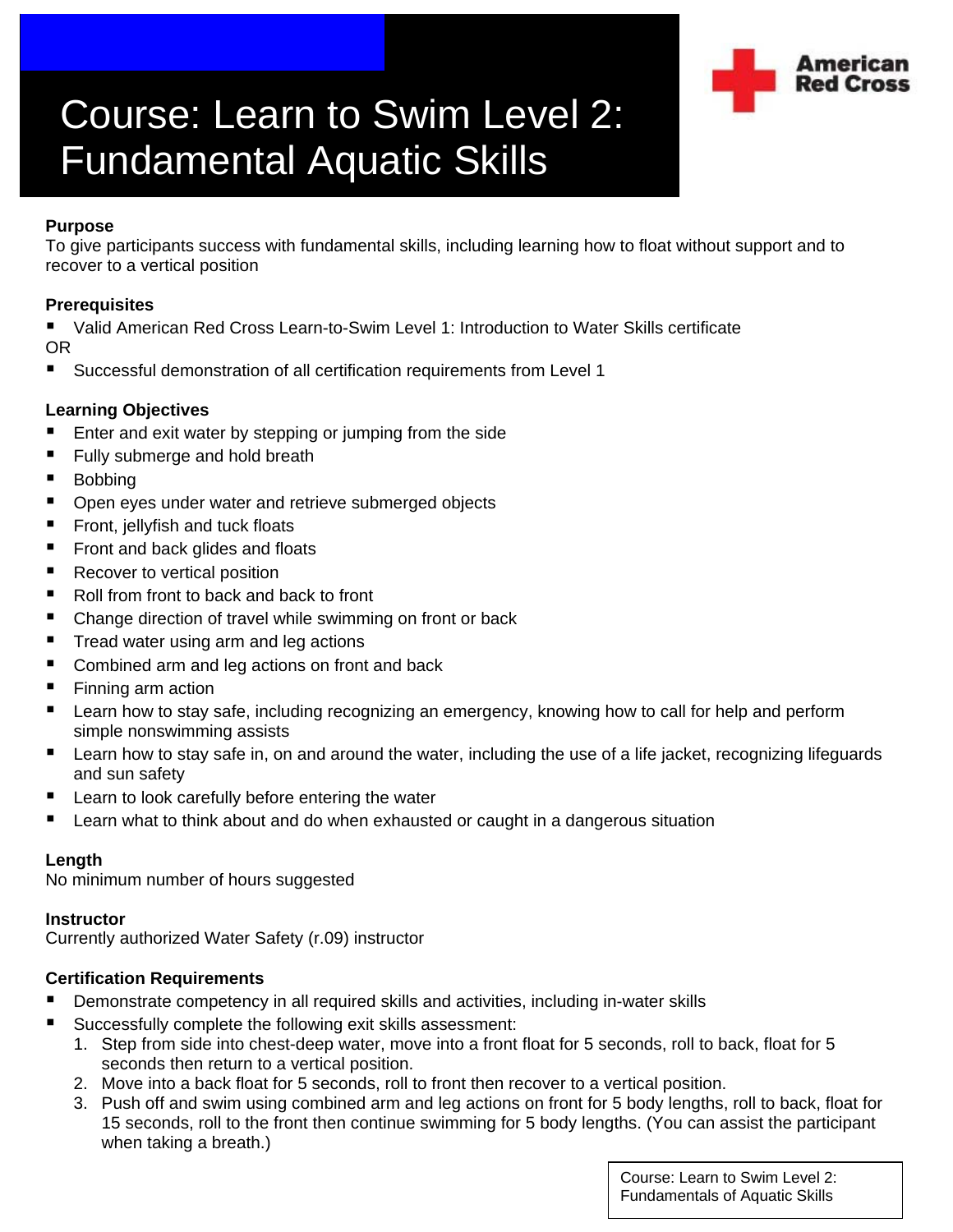# Course: Learn to Swim Level 2: Fundamental Aquatic Skills

American Red Cross

**Purpose**

To give participants success with fundamental skills, including learning how to float without support and to recover to a vertical position

**Prerequisites**

- Valid American Red Cross Learn-to-Swim Level 1: Introduction to Water Skills certificate

OR

- Successful demonstration of all certification requirements from Level 1

**Learning Objectives**

- Enter and exit water by stepping or jumping from the side
- Fully submerge and hold breath
- Bobbing
- Open eyes under water and retrieve submerged objects
- Front, jellyfish and tuck floats
- Front and back glides and floats
- Recover to vertical position
- Roll from front to back and back to front
- Change direction of travel while swimming on front or back
- Tread water using arm and leg actions
- Combined arm and leg actions on front and back
- Finning arm action
- Learn how to stay safe, including recognizing an emergency, knowing how to call for help and perform simple nonswimming assists
- Learn how to stay safe in, on and around the water, including the use of a life jacket, recognizing lifeguards and sun safety
- Learn to look carefully before entering the water
- Learn what to think about and do when exhausted or caught in a dangerous situation

**Length**

No minimum number of hours suggested

**Instructor**

Currently authorized Water Safety (r.09) instructor

**Certification Requirements**

- Demonstrate competency in all required skills and activities, including in-water skills
- Successfully complete the following exit skills assessment:
  1. Step from side into chest-deep water, move into a front float for 5 seconds, roll to back, float for 5 seconds then return to a vertical position.
  2. Move into a back float for 5 seconds, roll to front then recover to a vertical position.
  3. Push off and swim using combined arm and leg actions on front for 5 body lengths, roll to back, float for 15 seconds, roll to the front then continue swimming for 5 body lengths. (You can assist the participant when taking a breath.)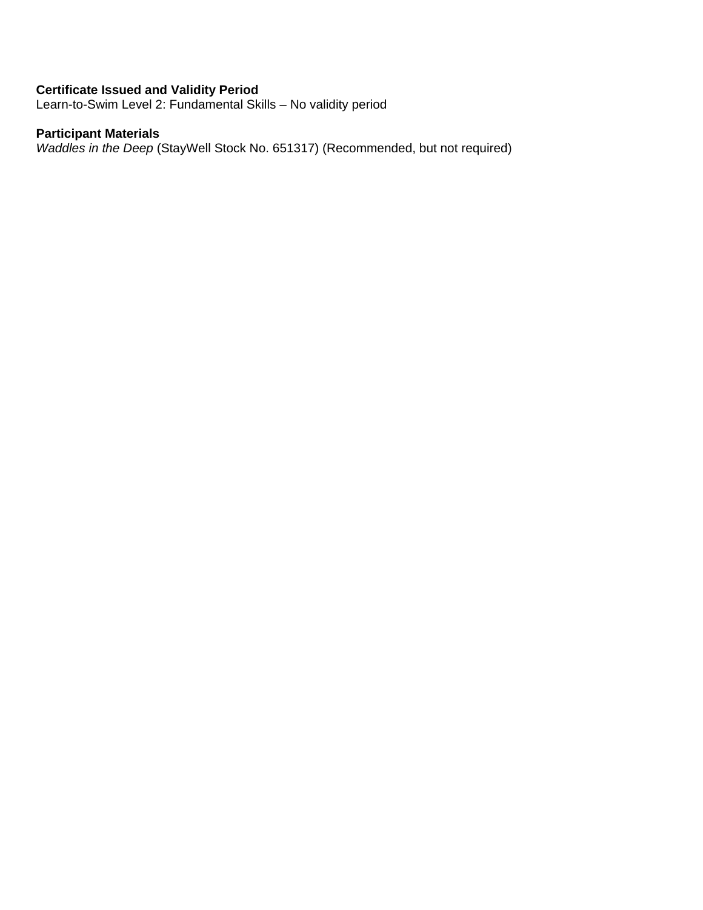**Certificate Issued and Validity Period**
Learn-to-Swim Level 2: Fundamental Skills – No validity period

**Participant Materials**
*Waddles in the Deep* (StayWell Stock No. 651317) (Recommended, but not required)